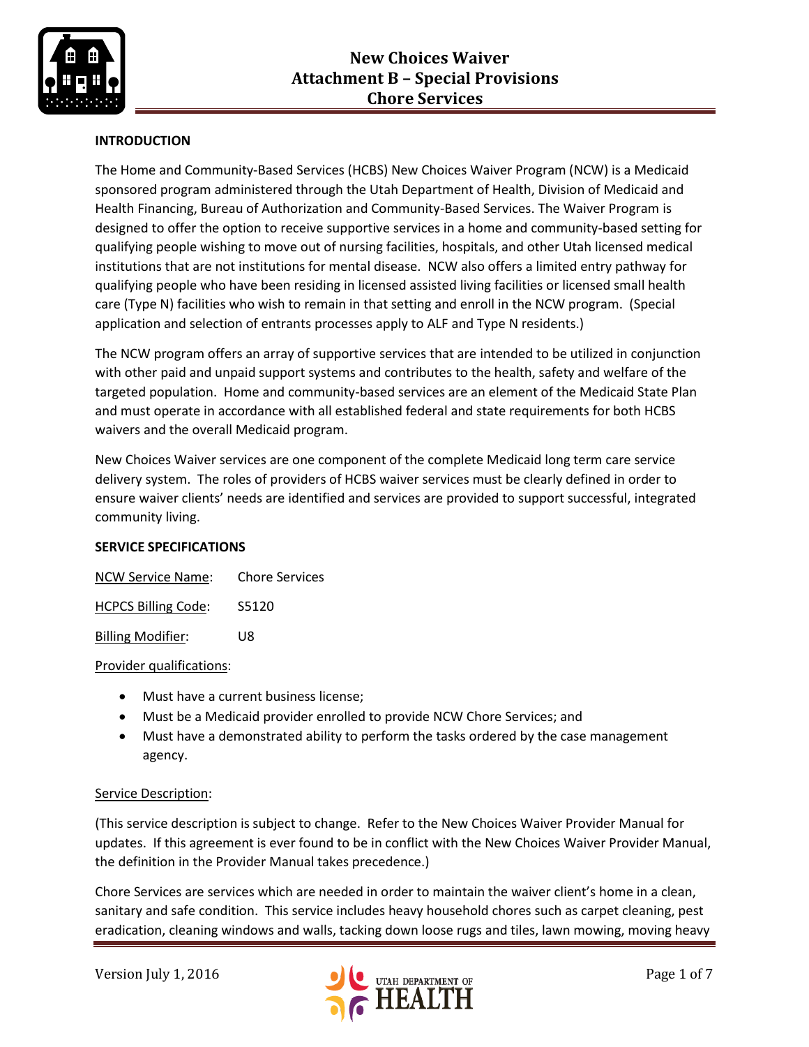# New Choices Waiver
# Attachment B – Special Provisions
# Chore Services

**INTRODUCTION**

The Home and Community-Based Services (HCBS) New Choices Waiver Program (NCW) is a Medicaid sponsored program administered through the Utah Department of Health, Division of Medicaid and Health Financing, Bureau of Authorization and Community-Based Services. The Waiver Program is designed to offer the option to receive supportive services in a home and community-based setting for qualifying people wishing to move out of nursing facilities, hospitals, and other Utah licensed medical institutions that are not institutions for mental disease. NCW also offers a limited entry pathway for qualifying people who have been residing in licensed assisted living facilities or licensed small health care (Type N) facilities who wish to remain in that setting and enroll in the NCW program. (Special application and selection of entrants processes apply to ALF and Type N residents.)

The NCW program offers an array of supportive services that are intended to be utilized in conjunction with other paid and unpaid support systems and contributes to the health, safety and welfare of the targeted population. Home and community-based services are an element of the Medicaid State Plan and must operate in accordance with all established federal and state requirements for both HCBS waivers and the overall Medicaid program.

New Choices Waiver services are one component of the complete Medicaid long term care service delivery system. The roles of providers of HCBS waiver services must be clearly defined in order to ensure waiver clients' needs are identified and services are provided to support successful, integrated community living.

**SERVICE SPECIFICATIONS**

NCW Service Name: Chore Services

HCPCS Billing Code: S5120

Billing Modifier: U8

Provider qualifications:

- Must have a current business license;
- Must be a Medicaid provider enrolled to provide NCW Chore Services; and
- Must have a demonstrated ability to perform the tasks ordered by the case management agency.

Service Description:

(This service description is subject to change. Refer to the New Choices Waiver Provider Manual for updates. If this agreement is ever found to be in conflict with the New Choices Waiver Provider Manual, the definition in the Provider Manual takes precedence.)

Chore Services are services which are needed in order to maintain the waiver client's home in a clean, sanitary and safe condition. This service includes heavy household chores such as carpet cleaning, pest eradication, cleaning windows and walls, tacking down loose rugs and tiles, lawn mowing, moving heavy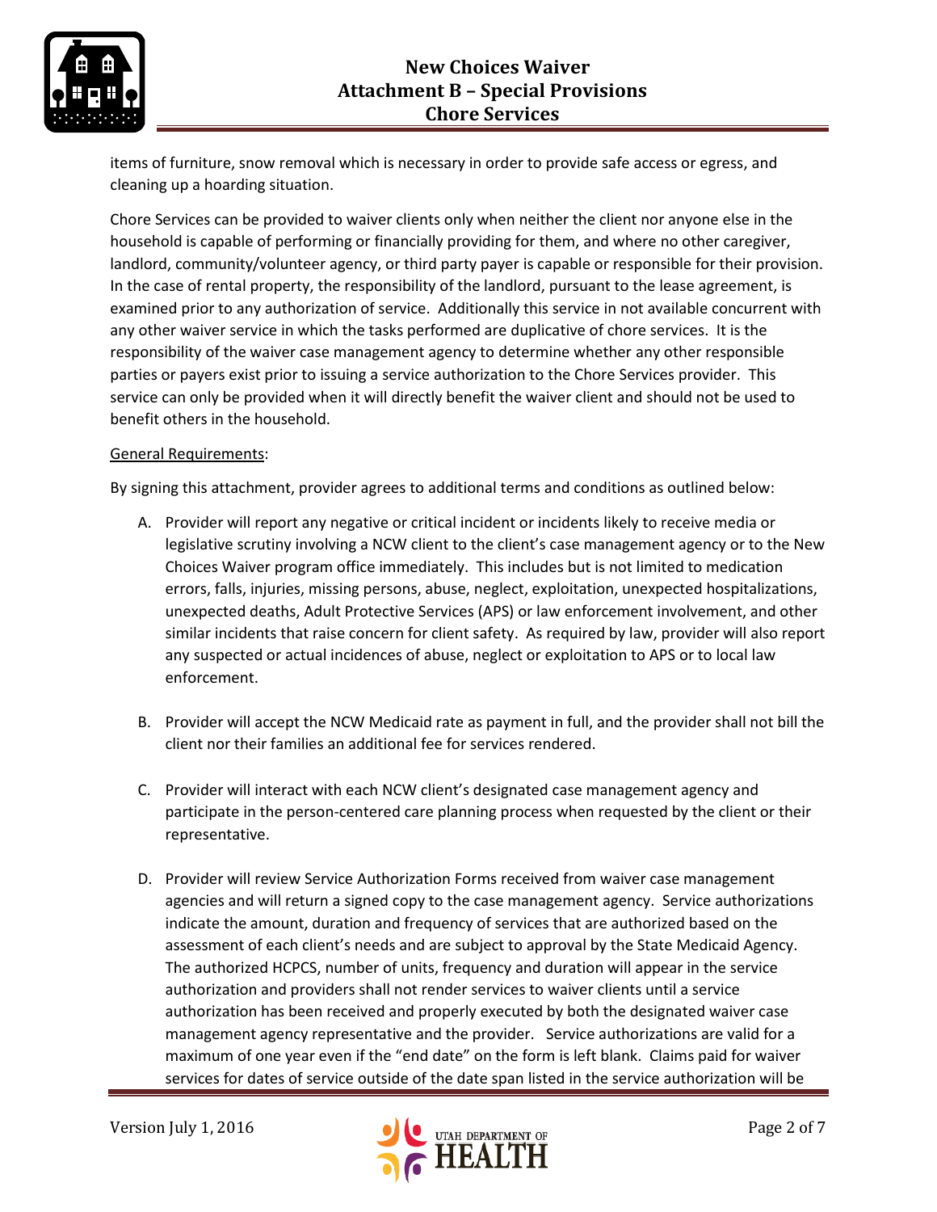items of furniture, snow removal which is necessary in order to provide safe access or egress, and cleaning up a hoarding situation.

Chore Services can be provided to waiver clients only when neither the client nor anyone else in the household is capable of performing or financially providing for them, and where no other caregiver, landlord, community/volunteer agency, or third party payer is capable or responsible for their provision. In the case of rental property, the responsibility of the landlord, pursuant to the lease agreement, is examined prior to any authorization of service. Additionally this service in not available concurrent with any other waiver service in which the tasks performed are duplicative of chore services. It is the responsibility of the waiver case management agency to determine whether any other responsible parties or payers exist prior to issuing a service authorization to the Chore Services provider. This service can only be provided when it will directly benefit the waiver client and should not be used to benefit others in the household.

General Requirements:

By signing this attachment, provider agrees to additional terms and conditions as outlined below:

A. Provider will report any negative or critical incident or incidents likely to receive media or legislative scrutiny involving a NCW client to the client's case management agency or to the New Choices Waiver program office immediately. This includes but is not limited to medication errors, falls, injuries, missing persons, abuse, neglect, exploitation, unexpected hospitalizations, unexpected deaths, Adult Protective Services (APS) or law enforcement involvement, and other similar incidents that raise concern for client safety. As required by law, provider will also report any suspected or actual incidences of abuse, neglect or exploitation to APS or to local law enforcement.

B. Provider will accept the NCW Medicaid rate as payment in full, and the provider shall not bill the client nor their families an additional fee for services rendered.

C. Provider will interact with each NCW client's designated case management agency and participate in the person-centered care planning process when requested by the client or their representative.

D. Provider will review Service Authorization Forms received from waiver case management agencies and will return a signed copy to the case management agency. Service authorizations indicate the amount, duration and frequency of services that are authorized based on the assessment of each client's needs and are subject to approval by the State Medicaid Agency. The authorized HCPCS, number of units, frequency and duration will appear in the service authorization and providers shall not render services to waiver clients until a service authorization has been received and properly executed by both the designated waiver case management agency representative and the provider. Service authorizations are valid for a maximum of one year even if the "end date" on the form is left blank. Claims paid for waiver services for dates of service outside of the date span listed in the service authorization will be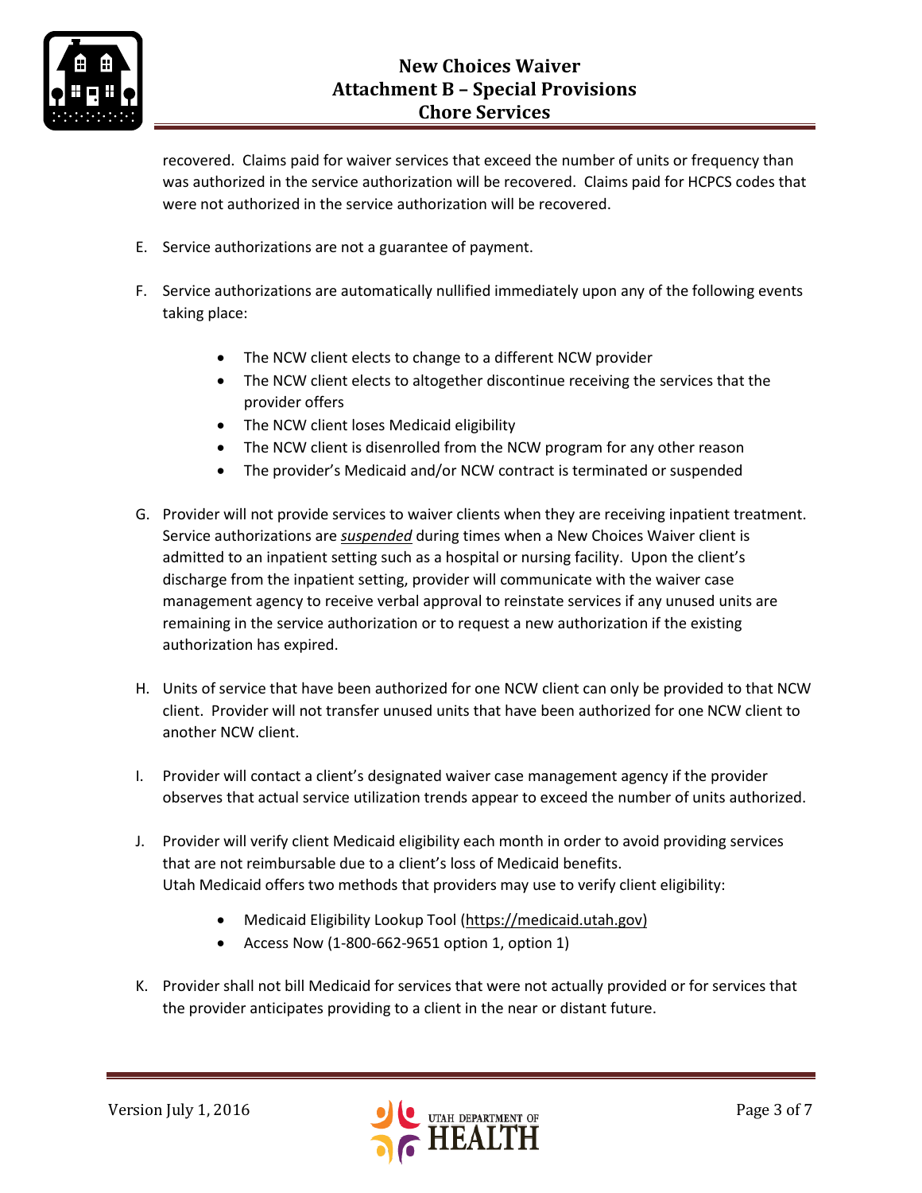recovered. Claims paid for waiver services that exceed the number of units or frequency than was authorized in the service authorization will be recovered. Claims paid for HCPCS codes that were not authorized in the service authorization will be recovered.

E. Service authorizations are not a guarantee of payment.

F. Service authorizations are automatically nullified immediately upon any of the following events taking place:

   - The NCW client elects to change to a different NCW provider
   - The NCW client elects to altogether discontinue receiving the services that the provider offers
   - The NCW client loses Medicaid eligibility
   - The NCW client is disenrolled from the NCW program for any other reason
   - The provider's Medicaid and/or NCW contract is terminated or suspended

G. Provider will not provide services to waiver clients when they are receiving inpatient treatment. Service authorizations are ***suspended*** during times when a New Choices Waiver client is admitted to an inpatient setting such as a hospital or nursing facility. Upon the client's discharge from the inpatient setting, provider will communicate with the waiver case management agency to receive verbal approval to reinstate services if any unused units are remaining in the service authorization or to request a new authorization if the existing authorization has expired.

H. Units of service that have been authorized for one NCW client can only be provided to that NCW client. Provider will not transfer unused units that have been authorized for one NCW client to another NCW client.

I. Provider will contact a client's designated waiver case management agency if the provider observes that actual service utilization trends appear to exceed the number of units authorized.

J. Provider will verify client Medicaid eligibility each month in order to avoid providing services that are not reimbursable due to a client's loss of Medicaid benefits.
   Utah Medicaid offers two methods that providers may use to verify client eligibility:

   - Medicaid Eligibility Lookup Tool (https://medicaid.utah.gov)
   - Access Now (1-800-662-9651 option 1, option 1)

K. Provider shall not bill Medicaid for services that were not actually provided or for services that the provider anticipates providing to a client in the near or distant future.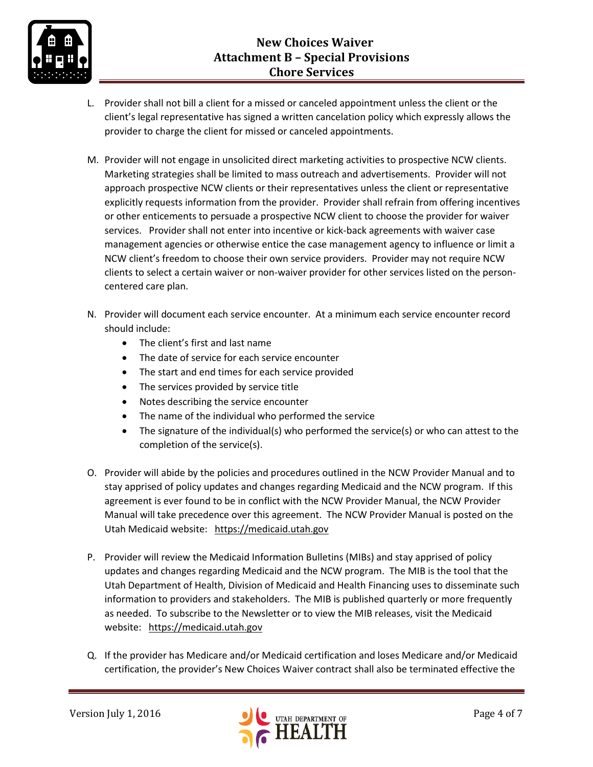L. Provider shall not bill a client for a missed or canceled appointment unless the client or the client's legal representative has signed a written cancelation policy which expressly allows the provider to charge the client for missed or canceled appointments.

M. Provider will not engage in unsolicited direct marketing activities to prospective NCW clients. Marketing strategies shall be limited to mass outreach and advertisements. Provider will not approach prospective NCW clients or their representatives unless the client or representative explicitly requests information from the provider. Provider shall refrain from offering incentives or other enticements to persuade a prospective NCW client to choose the provider for waiver services. Provider shall not enter into incentive or kick-back agreements with waiver case management agencies or otherwise entice the case management agency to influence or limit a NCW client's freedom to choose their own service providers. Provider may not require NCW clients to select a certain waiver or non-waiver provider for other services listed on the person-centered care plan.

N. Provider will document each service encounter. At a minimum each service encounter record should include:
   - The client's first and last name
   - The date of service for each service encounter
   - The start and end times for each service provided
   - The services provided by service title
   - Notes describing the service encounter
   - The name of the individual who performed the service
   - The signature of the individual(s) who performed the service(s) or who can attest to the completion of the service(s).

O. Provider will abide by the policies and procedures outlined in the NCW Provider Manual and to stay apprised of policy updates and changes regarding Medicaid and the NCW program. If this agreement is ever found to be in conflict with the NCW Provider Manual, the NCW Provider Manual will take precedence over this agreement. The NCW Provider Manual is posted on the Utah Medicaid website: https://medicaid.utah.gov

P. Provider will review the Medicaid Information Bulletins (MIBs) and stay apprised of policy updates and changes regarding Medicaid and the NCW program. The MIB is the tool that the Utah Department of Health, Division of Medicaid and Health Financing uses to disseminate such information to providers and stakeholders. The MIB is published quarterly or more frequently as needed. To subscribe to the Newsletter or to view the MIB releases, visit the Medicaid website: https://medicaid.utah.gov

Q. If the provider has Medicare and/or Medicaid certification and loses Medicare and/or Medicaid certification, the provider's New Choices Waiver contract shall also be terminated effective the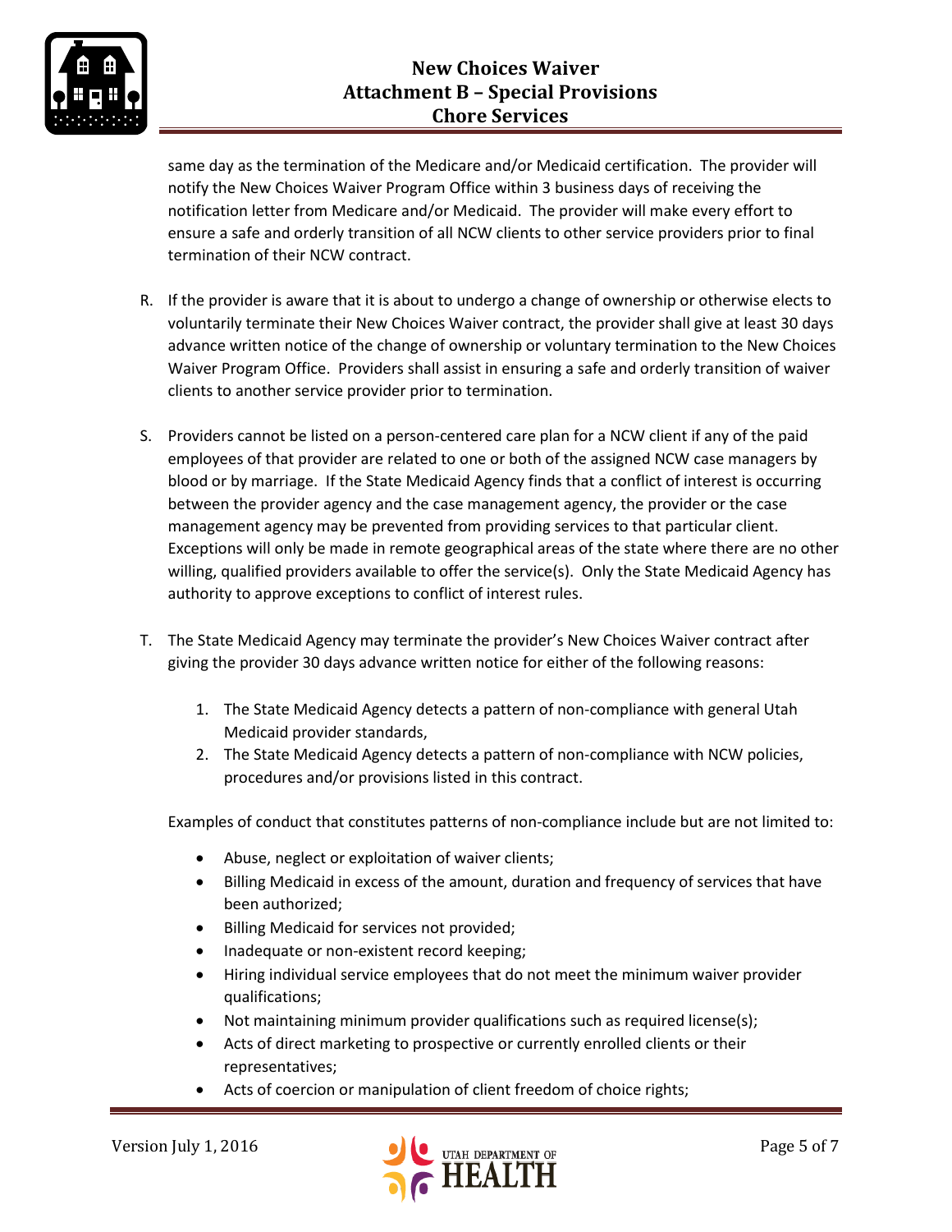same day as the termination of the Medicare and/or Medicaid certification. The provider will notify the New Choices Waiver Program Office within 3 business days of receiving the notification letter from Medicare and/or Medicaid. The provider will make every effort to ensure a safe and orderly transition of all NCW clients to other service providers prior to final termination of their NCW contract.

R. If the provider is aware that it is about to undergo a change of ownership or otherwise elects to voluntarily terminate their New Choices Waiver contract, the provider shall give at least 30 days advance written notice of the change of ownership or voluntary termination to the New Choices Waiver Program Office. Providers shall assist in ensuring a safe and orderly transition of waiver clients to another service provider prior to termination.

S. Providers cannot be listed on a person-centered care plan for a NCW client if any of the paid employees of that provider are related to one or both of the assigned NCW case managers by blood or by marriage. If the State Medicaid Agency finds that a conflict of interest is occurring between the provider agency and the case management agency, the provider or the case management agency may be prevented from providing services to that particular client. Exceptions will only be made in remote geographical areas of the state where there are no other willing, qualified providers available to offer the service(s). Only the State Medicaid Agency has authority to approve exceptions to conflict of interest rules.

T. The State Medicaid Agency may terminate the provider's New Choices Waiver contract after giving the provider 30 days advance written notice for either of the following reasons:

   1. The State Medicaid Agency detects a pattern of non-compliance with general Utah Medicaid provider standards,
   2. The State Medicaid Agency detects a pattern of non-compliance with NCW policies, procedures and/or provisions listed in this contract.

   Examples of conduct that constitutes patterns of non-compliance include but are not limited to:

   - Abuse, neglect or exploitation of waiver clients;
   - Billing Medicaid in excess of the amount, duration and frequency of services that have been authorized;
   - Billing Medicaid for services not provided;
   - Inadequate or non-existent record keeping;
   - Hiring individual service employees that do not meet the minimum waiver provider qualifications;
   - Not maintaining minimum provider qualifications such as required license(s);
   - Acts of direct marketing to prospective or currently enrolled clients or their representatives;
   - Acts of coercion or manipulation of client freedom of choice rights;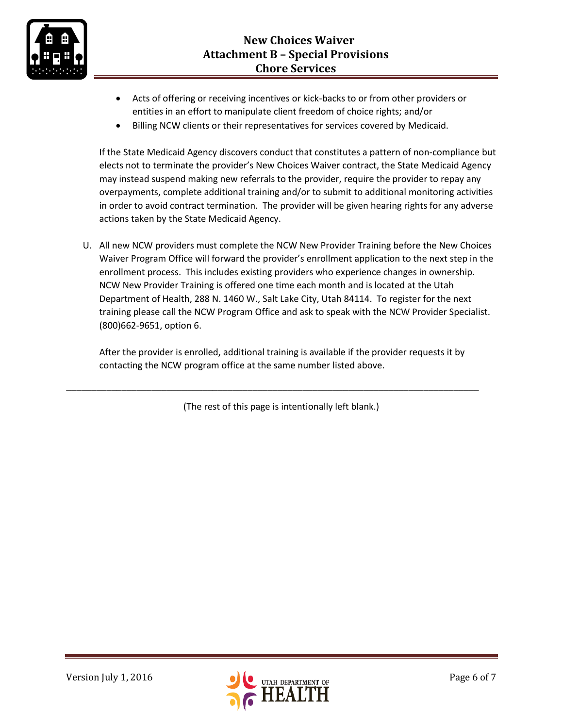- Acts of offering or receiving incentives or kick-backs to or from other providers or entities in an effort to manipulate client freedom of choice rights; and/or
- Billing NCW clients or their representatives for services covered by Medicaid.

If the State Medicaid Agency discovers conduct that constitutes a pattern of non-compliance but elects not to terminate the provider's New Choices Waiver contract, the State Medicaid Agency may instead suspend making new referrals to the provider, require the provider to repay any overpayments, complete additional training and/or to submit to additional monitoring activities in order to avoid contract termination. The provider will be given hearing rights for any adverse actions taken by the State Medicaid Agency.

U. All new NCW providers must complete the NCW New Provider Training before the New Choices Waiver Program Office will forward the provider's enrollment application to the next step in the enrollment process. This includes existing providers who experience changes in ownership. NCW New Provider Training is offered one time each month and is located at the Utah Department of Health, 288 N. 1460 W., Salt Lake City, Utah 84114. To register for the next training please call the NCW Program Office and ask to speak with the NCW Provider Specialist. (800)662-9651, option 6.

After the provider is enrolled, additional training is available if the provider requests it by contacting the NCW program office at the same number listed above.

---

(The rest of this page is intentionally left blank.)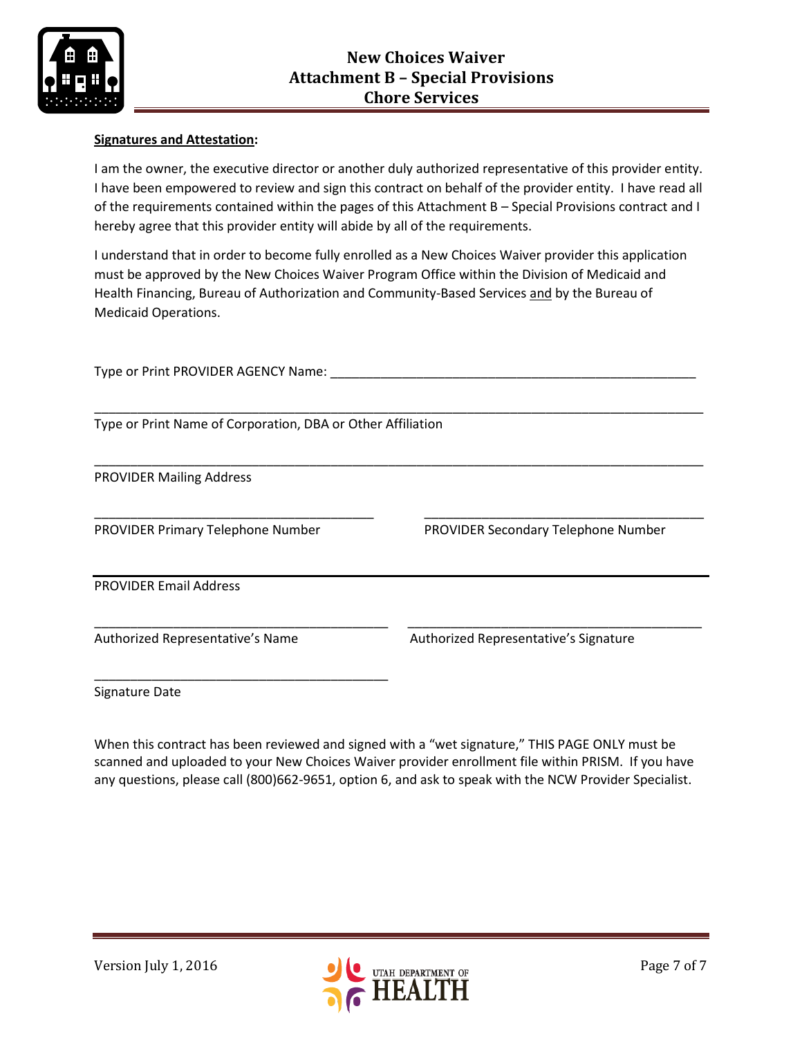**Signatures and Attestation:**

I am the owner, the executive director or another duly authorized representative of this provider entity. I have been empowered to review and sign this contract on behalf of the provider entity. I have read all of the requirements contained within the pages of this Attachment B – Special Provisions contract and I hereby agree that this provider entity will abide by all of the requirements.

I understand that in order to become fully enrolled as a New Choices Waiver provider this application must be approved by the New Choices Waiver Program Office within the Division of Medicaid and Health Financing, Bureau of Authorization and Community-Based Services and by the Bureau of Medicaid Operations.

Type or Print PROVIDER AGENCY Name: ______________________________________________________

_____________________________________________________________________________________

Type or Print Name of Corporation, DBA or Other Affiliation

_____________________________________________________________________________________

PROVIDER Mailing Address

________________________________________ ________________________________________

PROVIDER Primary Telephone Number PROVIDER Secondary Telephone Number

_____________________________________________________________________________________

PROVIDER Email Address

__________________________________________ __________________________________________

Authorized Representative's Name Authorized Representative's Signature

__________________________________________

Signature Date

When this contract has been reviewed and signed with a "wet signature," THIS PAGE ONLY must be scanned and uploaded to your New Choices Waiver provider enrollment file within PRISM. If you have any questions, please call (800)662-9651, option 6, and ask to speak with the NCW Provider Specialist.